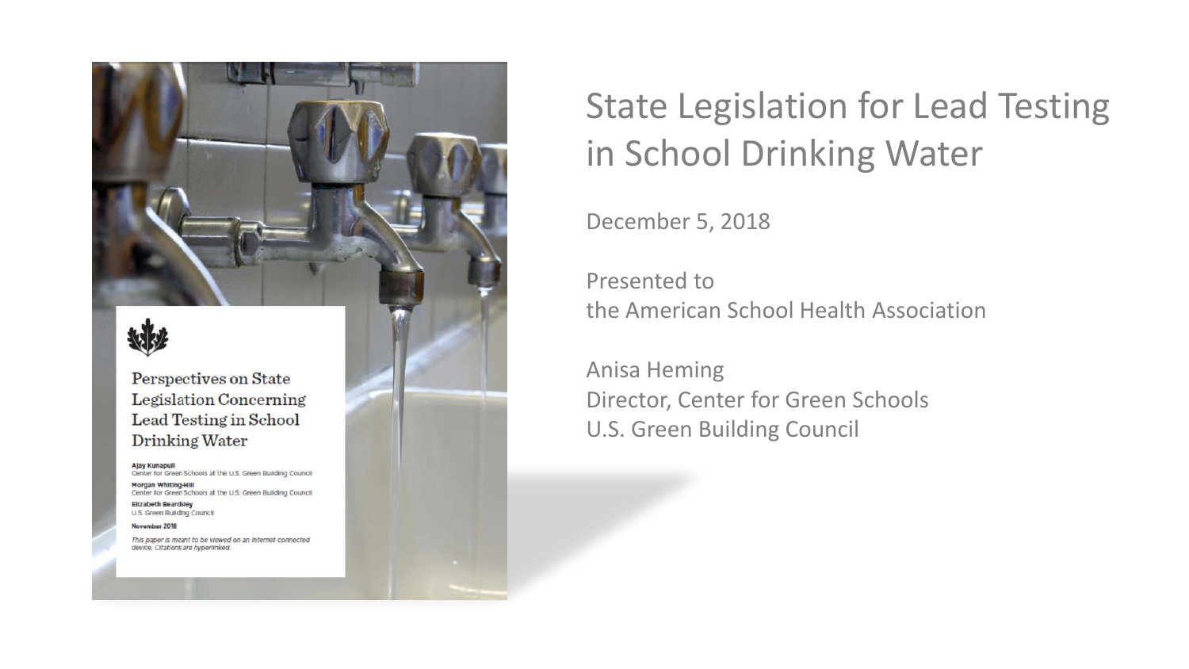# State Legislation for Lead Testing in School Drinking Water

December 5, 2018

Presented to
the American School Health Association

Anisa Heming
Director, Center for Green Schools
U.S. Green Building Council

Perspectives on State Legislation Concerning Lead Testing in School Drinking Water

**Ajay Kunapuli**
Center for Green Schools at the U.S. Green Building Council

**Morgan Whiting-Hill**
Center for Green Schools at the U.S. Green Building Council

**Elizabeth Beardsley**
U.S. Green Building Council

**November 2018**

*This paper is meant to be viewed on an internet-connected device. Citations are hyperlinked.*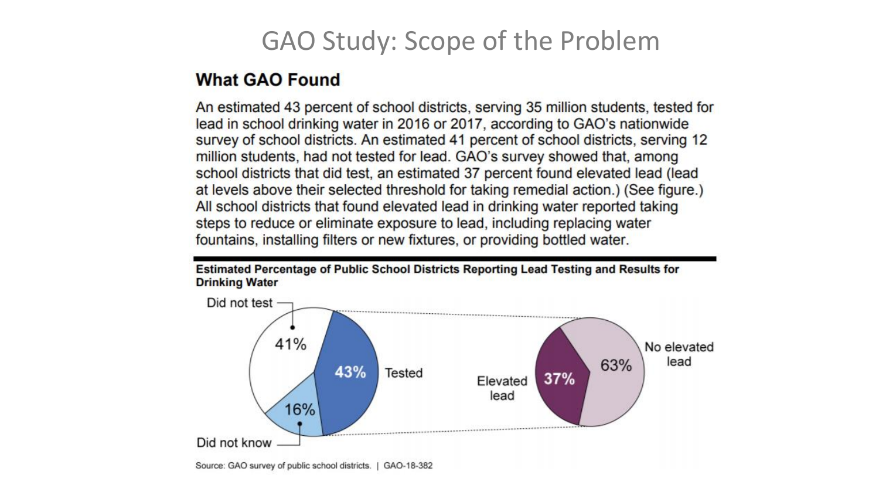# GAO Study: Scope of the Problem

## What GAO Found

An estimated 43 percent of school districts, serving 35 million students, tested for lead in school drinking water in 2016 or 2017, according to GAO's nationwide survey of school districts. An estimated 41 percent of school districts, serving 12 million students, had not tested for lead. GAO's survey showed that, among school districts that did test, an estimated 37 percent found elevated lead (lead at levels above their selected threshold for taking remedial action.) (See figure.) All school districts that found elevated lead in drinking water reported taking steps to reduce or eliminate exposure to lead, including replacing water fountains, installing filters or new fixtures, or providing bottled water.

**Estimated Percentage of Public School Districts Reporting Lead Testing and Results for Drinking Water**

| Category | Percentage |
| --- | --- |
| Did not test | 41% |
| Tested | 43% |
| Did not know | 16% |

Among districts that tested:

| Result | Percentage |
| --- | --- |
| Elevated lead | 37% |
| No elevated lead | 63% |

Source: GAO survey of public school districts. | GAO-18-382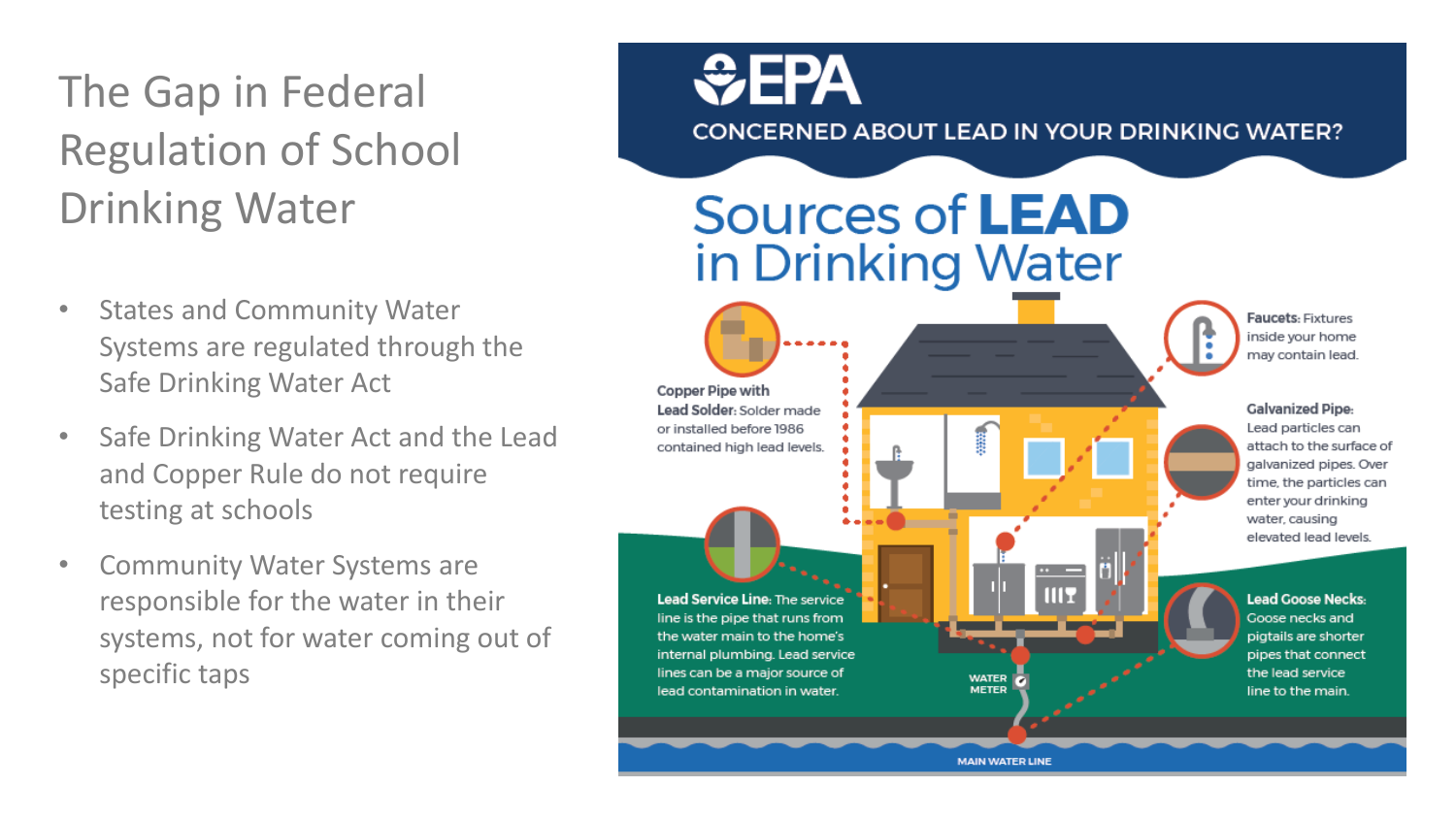# The Gap in Federal Regulation of School Drinking Water

- States and Community Water Systems are regulated through the Safe Drinking Water Act
- Safe Drinking Water Act and the Lead and Copper Rule do not require testing at schools
- Community Water Systems are responsible for the water in their systems, not for water coming out of specific taps

**EPA**

CONCERNED ABOUT LEAD IN YOUR DRINKING WATER?

## Sources of LEAD in Drinking Water

**Copper Pipe with Lead Solder:** Solder made or installed before 1986 contained high lead levels.

**Faucets:** Fixtures inside your home may contain lead.

**Galvanized Pipe:** Lead particles can attach to the surface of galvanized pipes. Over time, the particles can enter your drinking water, causing elevated lead levels.

**Lead Service Line:** The service line is the pipe that runs from the water main to the home's internal plumbing. Lead service lines can be a major source of lead contamination in water.

**Lead Goose Necks:** Goose necks and pigtails are shorter pipes that connect the lead service line to the main.

WATER METER

MAIN WATER LINE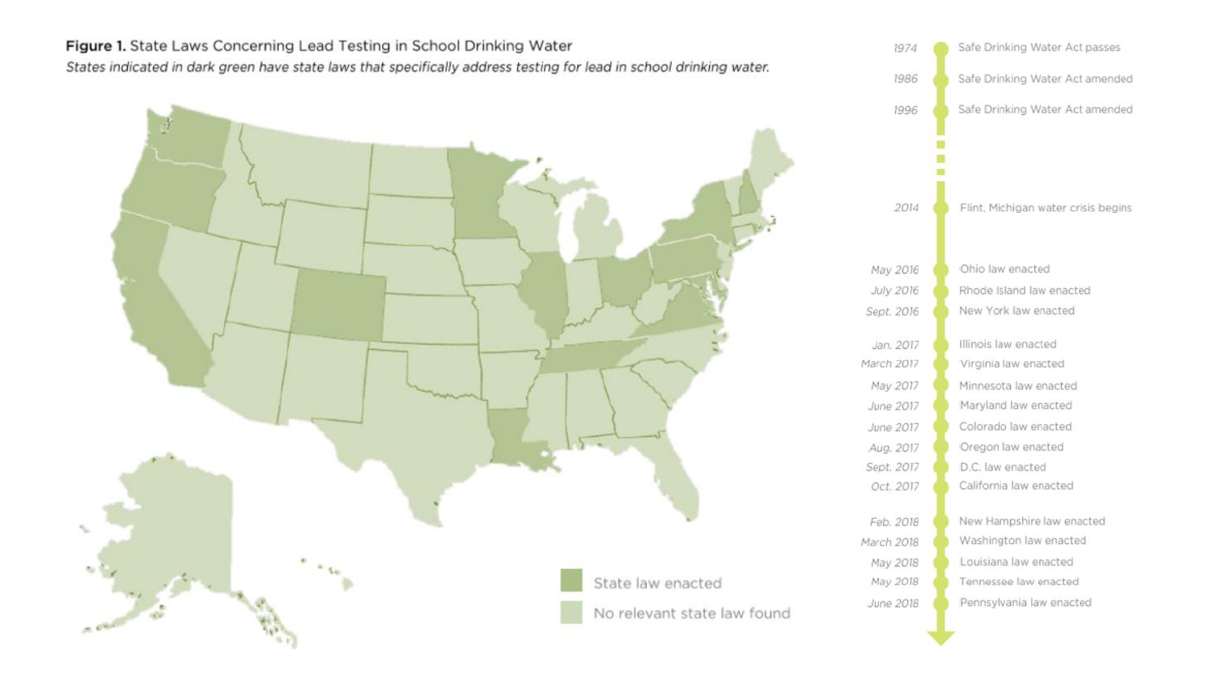**Figure 1.** State Laws Concerning Lead Testing in School Drinking Water

*States indicated in dark green have state laws that specifically address testing for lead in school drinking water.*

State law enacted

No relevant state law found

| Date | Event |
|---|---|
| 1974 | Safe Drinking Water Act passes |
| 1986 | Safe Drinking Water Act amended |
| 1996 | Safe Drinking Water Act amended |
| 2014 | Flint, Michigan water crisis begins |
| May 2016 | Ohio law enacted |
| July 2016 | Rhode Island law enacted |
| Sept. 2016 | New York law enacted |
| Jan. 2017 | Illinois law enacted |
| March 2017 | Virginia law enacted |
| May 2017 | Minnesota law enacted |
| June 2017 | Maryland law enacted |
| June 2017 | Colorado law enacted |
| Aug. 2017 | Oregon law enacted |
| Sept. 2017 | D.C. law enacted |
| Oct. 2017 | California law enacted |
| Feb. 2018 | New Hampshire law enacted |
| March 2018 | Washington law enacted |
| May 2018 | Louisiana law enacted |
| May 2018 | Tennessee law enacted |
| June 2018 | Pennsylvania law enacted |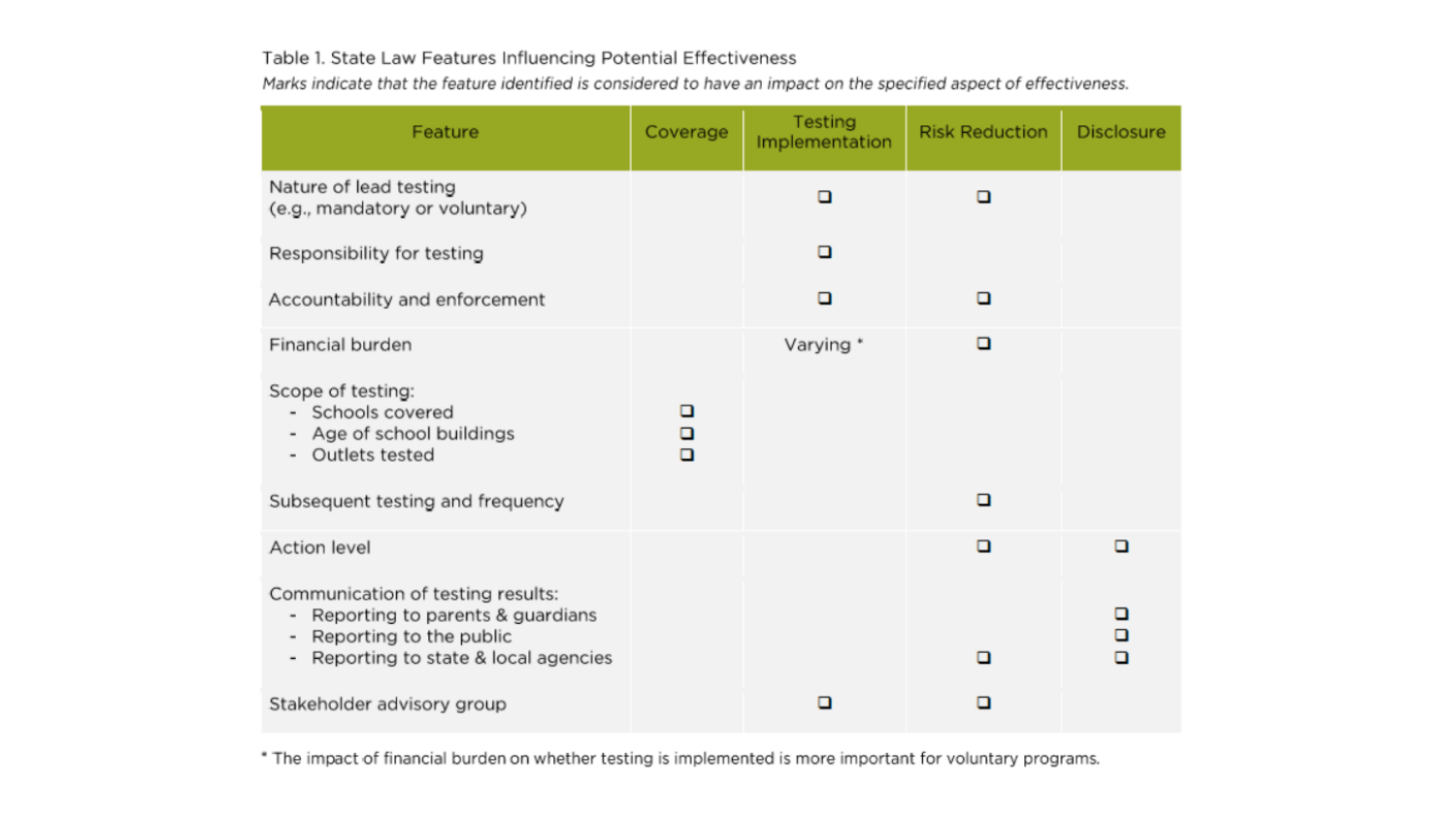Table 1. State Law Features Influencing Potential Effectiveness

*Marks indicate that the feature identified is considered to have an impact on the specified aspect of effectiveness.*

| Feature | Coverage | Testing Implementation | Risk Reduction | Disclosure |
|---|---|---|---|---|
| Nature of lead testing (e.g., mandatory or voluntary) | | ❑ | ❑ | |
| Responsibility for testing | | ❑ | | |
| Accountability and enforcement | | ❑ | ❑ | |
| Financial burden | | Varying * | ❑ | |
| Scope of testing: | | | | |
| - Schools covered | ❑ | | | |
| - Age of school buildings | ❑ | | | |
| - Outlets tested | ❑ | | | |
| Subsequent testing and frequency | | | ❑ | |
| Action level | | | ❑ | ❑ |
| Communication of testing results: | | | | |
| - Reporting to parents & guardians | | | | ❑ |
| - Reporting to the public | | | | ❑ |
| - Reporting to state & local agencies | | | ❑ | ❑ |
| Stakeholder advisory group | | ❑ | ❑ | |

* The impact of financial burden on whether testing is implemented is more important for voluntary programs.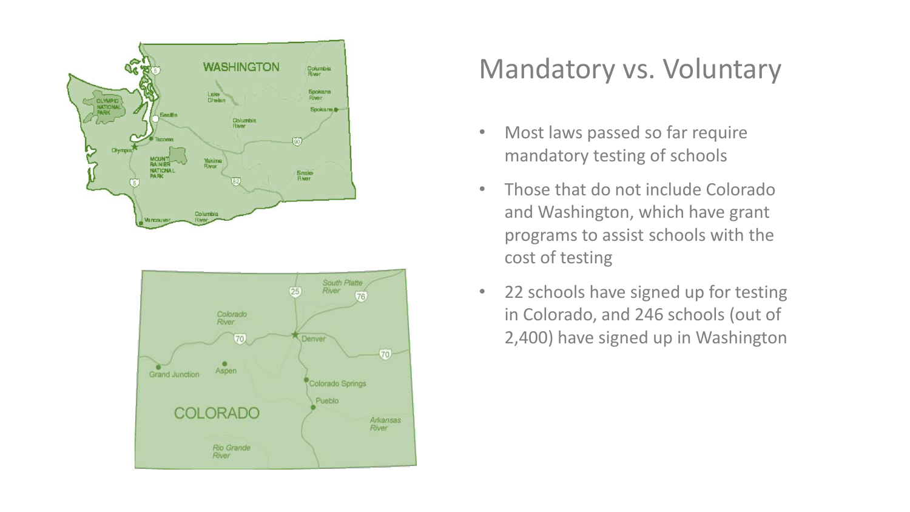# Mandatory vs. Voluntary

- Most laws passed so far require mandatory testing of schools
- Those that do not include Colorado and Washington, which have grant programs to assist schools with the cost of testing
- 22 schools have signed up for testing in Colorado, and 246 schools (out of 2,400) have signed up in Washington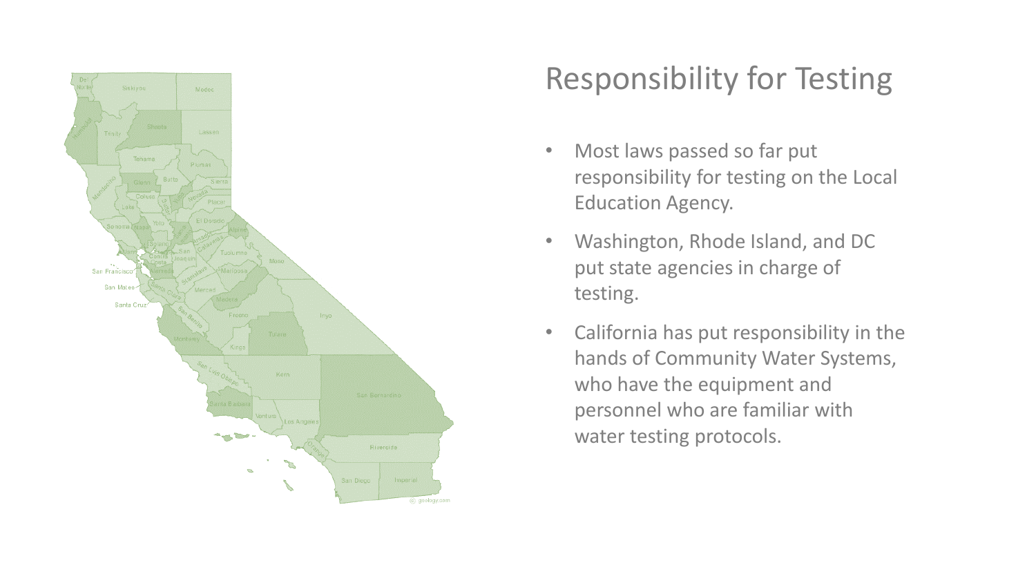# Responsibility for Testing

- Most laws passed so far put responsibility for testing on the Local Education Agency.
- Washington, Rhode Island, and DC put state agencies in charge of testing.
- California has put responsibility in the hands of Community Water Systems, who have the equipment and personnel who are familiar with water testing protocols.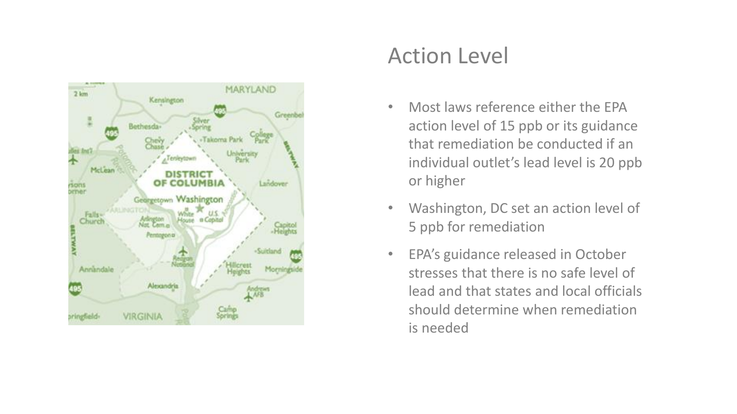# Action Level

- Most laws reference either the EPA action level of 15 ppb or its guidance that remediation be conducted if an individual outlet's lead level is 20 ppb or higher
- Washington, DC set an action level of 5 ppb for remediation
- EPA's guidance released in October stresses that there is no safe level of lead and that states and local officials should determine when remediation is needed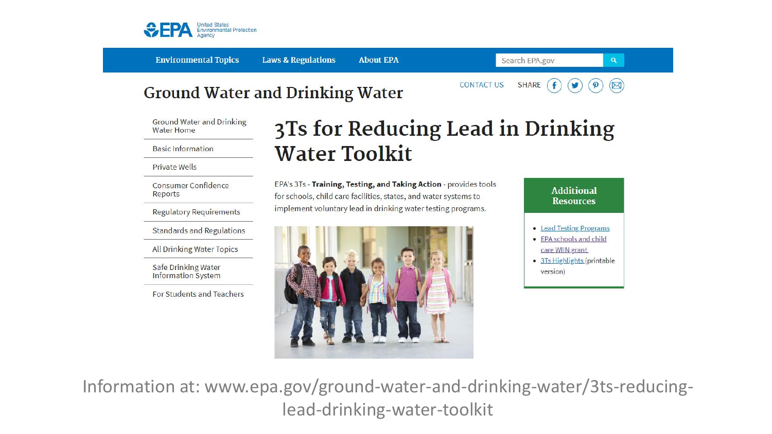United States Environmental Protection Agency

Environmental Topics | Laws & Regulations | About EPA

CONTACT US SHARE

## Ground Water and Drinking Water

- Ground Water and Drinking Water Home
- Basic Information
- Private Wells
- Consumer Confidence Reports
- Regulatory Requirements
- Standards and Regulations
- All Drinking Water Topics
- Safe Drinking Water Information System
- For Students and Teachers

# 3Ts for Reducing Lead in Drinking Water Toolkit

EPA's 3Ts - **Training, Testing, and Taking Action** - provides tools for schools, child care facilities, states, and water systems to implement voluntary lead in drinking water testing programs.

### Additional Resources

- Lead Testing Programs
- EPA schools and child care WIIN grant
- 3Ts Highlights (printable version)

Information at: www.epa.gov/ground-water-and-drinking-water/3ts-reducing-lead-drinking-water-toolkit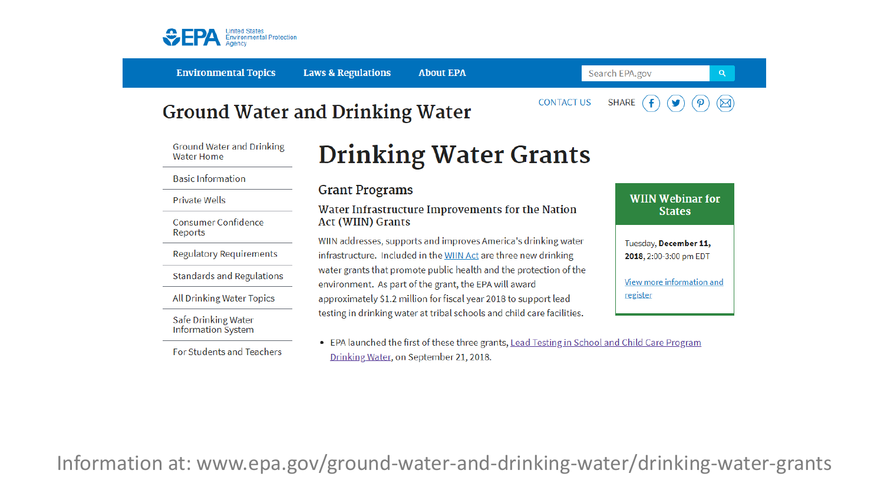United States Environmental Protection Agency

Environmental Topics | Laws & Regulations | About EPA

# Ground Water and Drinking Water

CONTACT US SHARE

- Ground Water and Drinking Water Home
- Basic Information
- Private Wells
- Consumer Confidence Reports
- Regulatory Requirements
- Standards and Regulations
- All Drinking Water Topics
- Safe Drinking Water Information System
- For Students and Teachers

## Drinking Water Grants

### Grant Programs

#### Water Infrastructure Improvements for the Nation Act (WIIN) Grants

WIIN addresses, supports and improves America's drinking water infrastructure. Included in the WIIN Act are three new drinking water grants that promote public health and the protection of the environment. As part of the grant, the EPA will award approximately $1.2 million for fiscal year 2018 to support lead testing in drinking water at tribal schools and child care facilities.

- EPA launched the first of these three grants, Lead Testing in School and Child Care Program Drinking Water, on September 21, 2018.

**WIIN Webinar for States**

Tuesday, **December 11, 2018**, 2:00-3:00 pm EDT

View more information and register

Information at: www.epa.gov/ground-water-and-drinking-water/drinking-water-grants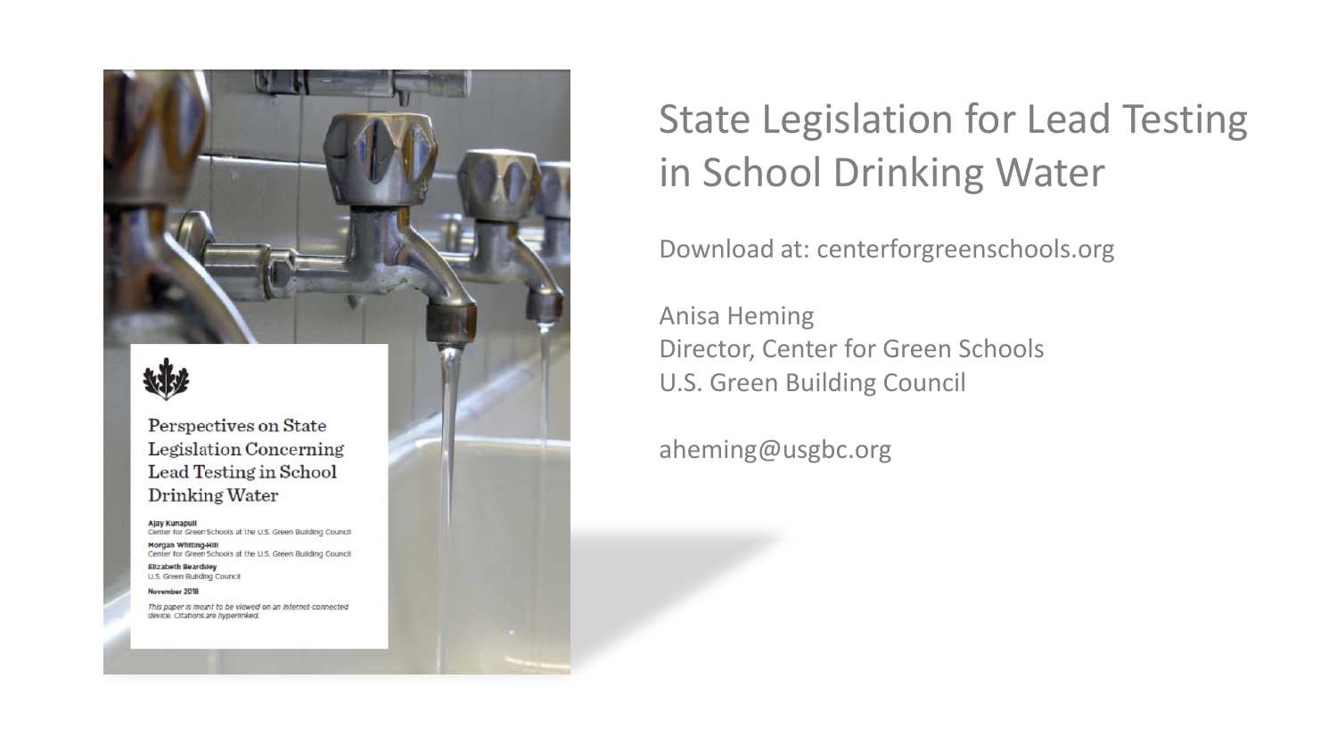Perspectives on State Legislation Concerning Lead Testing in School Drinking Water

Ajay Kunapuli
Center for Green Schools at the U.S. Green Building Council

Morgan Whiting-Hill
Center for Green Schools at the U.S. Green Building Council

Elizabeth Beardsley
U.S. Green Building Council

November 2018

*This paper is meant to be viewed on an internet-connected device. Citations are hyperlinked.*

# State Legislation for Lead Testing in School Drinking Water

Download at: centerforgreenschools.org

Anisa Heming
Director, Center for Green Schools
U.S. Green Building Council

aheming@usgbc.org